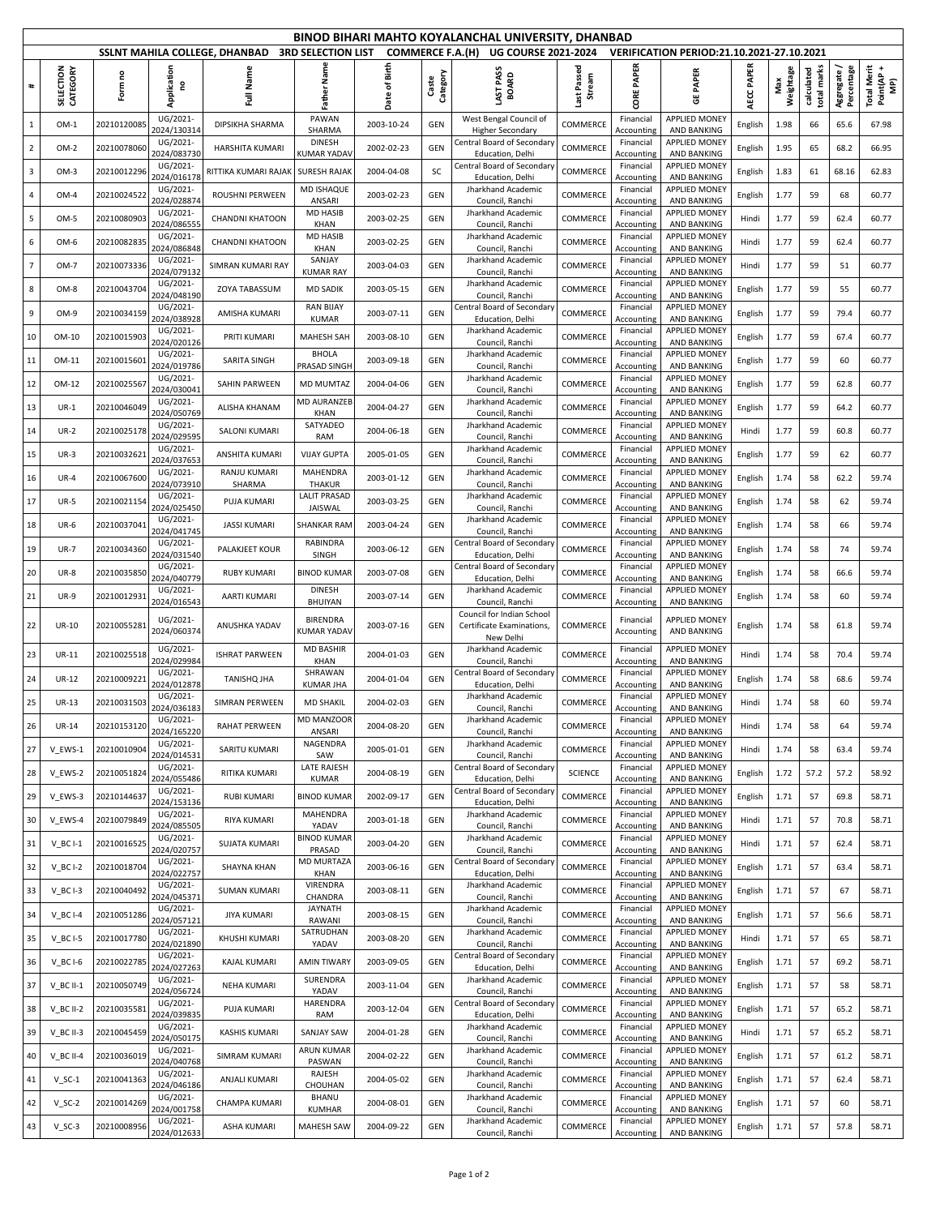# BINOD BIHARI MAHTO KOYALANCHAL UNIVERSITY, DHANBAD

## SSLNT MAHILA COLLEGE, DHANBAD 3RD SELECTION LIST COMMERCE F.A.(H) UG COURSE 2021-2024 VERIFICATION PERIOD:21.10.2021-27.10.2021

| # | SELECTION CATEGORY | Form no | Application no | Full Name | Father Name | Date of Birth | Caste Category | LAST PASS BOARD | Last Passed Stream | CORE PAPER | GE PAPER | AECC PAPER | Max Weightage | calculated total marks | Aggregate / Percentage | Total Merit Point(AP + MP) |
|---|---|---|---|---|---|---|---|---|---|---|---|---|---|---|---|---|
| 1 | OM-1 | 20210120085 | UG/2021-2024/130314 | DIPSIKHA SHARMA | PAWAN SHARMA | 2003-10-24 | GEN | West Bengal Council of Higher Secondary | COMMERCE | Financial Accounting | APPLIED MONEY AND BANKING | English | 1.98 | 66 | 65.6 | 67.98 |
| 2 | OM-2 | 20210078060 | UG/2021-2024/083730 | HARSHITA KUMARI | DINESH KUMAR YADAV | 2002-02-23 | GEN | Central Board of Secondary Education, Delhi | COMMERCE | Financial Accounting | APPLIED MONEY AND BANKING | English | 1.95 | 65 | 68.2 | 66.95 |
| 3 | OM-3 | 20210012296 | UG/2021-2024/016178 | RITTIKA KUMARI RAJAK | SURESH RAJAK | 2004-04-08 | SC | Central Board of Secondary Education, Delhi | COMMERCE | Financial Accounting | APPLIED MONEY AND BANKING | English | 1.83 | 61 | 68.16 | 62.83 |
| 4 | OM-4 | 20210024522 | UG/2021-2024/028874 | ROUSHNI PERWEEN | MD ISHAQUE ANSARI | 2003-02-23 | GEN | Jharkhand Academic Council, Ranchi | COMMERCE | Financial Accounting | APPLIED MONEY AND BANKING | English | 1.77 | 59 | 68 | 60.77 |
| 5 | OM-5 | 20210080903 | UG/2021-2024/086555 | CHANDNI KHATOON | MD HASIB KHAN | 2003-02-25 | GEN | Jharkhand Academic Council, Ranchi | COMMERCE | Financial Accounting | APPLIED MONEY AND BANKING | Hindi | 1.77 | 59 | 62.4 | 60.77 |
| 6 | OM-6 | 20210082835 | UG/2021-2024/086848 | CHANDNI KHATOON | MD HASIB KHAN | 2003-02-25 | GEN | Jharkhand Academic Council, Ranchi | COMMERCE | Financial Accounting | APPLIED MONEY AND BANKING | Hindi | 1.77 | 59 | 62.4 | 60.77 |
| 7 | OM-7 | 20210073336 | UG/2021-2024/079132 | SIMRAN KUMARI RAY | SANJAY KUMAR RAY | 2003-04-03 | GEN | Jharkhand Academic Council, Ranchi | COMMERCE | Financial Accounting | APPLIED MONEY AND BANKING | Hindi | 1.77 | 59 | 51 | 60.77 |
| 8 | OM-8 | 20210043704 | UG/2021-2024/048190 | ZOYA TABASSUM | MD SADIK | 2003-05-15 | GEN | Jharkhand Academic Council, Ranchi | COMMERCE | Financial Accounting | APPLIED MONEY AND BANKING | English | 1.77 | 59 | 55 | 60.77 |
| 9 | OM-9 | 20210034159 | UG/2021-2024/038928 | AMISHA KUMARI | RAN BIJAY KUMAR | 2003-07-11 | GEN | Central Board of Secondary Education, Delhi | COMMERCE | Financial Accounting | APPLIED MONEY AND BANKING | English | 1.77 | 59 | 79.4 | 60.77 |
| 10 | OM-10 | 20210015903 | UG/2021-2024/020126 | PRITI KUMARI | MAHESH SAH | 2003-08-10 | GEN | Jharkhand Academic Council, Ranchi | COMMERCE | Financial Accounting | APPLIED MONEY AND BANKING | English | 1.77 | 59 | 67.4 | 60.77 |
| 11 | OM-11 | 20210015601 | UG/2021-2024/019786 | SARITA SINGH | BHOLA PRASAD SINGH | 2003-09-18 | GEN | Jharkhand Academic Council, Ranchi | COMMERCE | Financial Accounting | APPLIED MONEY AND BANKING | English | 1.77 | 59 | 60 | 60.77 |
| 12 | OM-12 | 20210025567 | UG/2021-2024/030041 | SAHIN PARWEEN | MD MUMTAZ | 2004-04-06 | GEN | Jharkhand Academic Council, Ranchi | COMMERCE | Financial Accounting | APPLIED MONEY AND BANKING | English | 1.77 | 59 | 62.8 | 60.77 |
| 13 | UR-1 | 20210046049 | UG/2021-2024/050769 | ALISHA KHANAM | MD AURANZEB KHAN | 2004-04-27 | GEN | Jharkhand Academic Council, Ranchi | COMMERCE | Financial Accounting | APPLIED MONEY AND BANKING | English | 1.77 | 59 | 64.2 | 60.77 |
| 14 | UR-2 | 20210025178 | UG/2021-2024/029595 | SALONI KUMARI | SATYADEO RAM | 2004-06-18 | GEN | Jharkhand Academic Council, Ranchi | COMMERCE | Financial Accounting | APPLIED MONEY AND BANKING | Hindi | 1.77 | 59 | 60.8 | 60.77 |
| 15 | UR-3 | 20210032621 | UG/2021-2024/037653 | ANSHITA KUMARI | VIJAY GUPTA | 2005-01-05 | GEN | Jharkhand Academic Council, Ranchi | COMMERCE | Financial Accounting | APPLIED MONEY AND BANKING | English | 1.77 | 59 | 62 | 60.77 |
| 16 | UR-4 | 20210067600 | UG/2021-2024/073910 | RANJU KUMARI SHARMA | MAHENDRA THAKUR | 2003-01-12 | GEN | Jharkhand Academic Council, Ranchi | COMMERCE | Financial Accounting | APPLIED MONEY AND BANKING | English | 1.74 | 58 | 62.2 | 59.74 |
| 17 | UR-5 | 20210021154 | UG/2021-2024/025450 | PUJA KUMARI | LALIT PRASAD JAISWAL | 2003-03-25 | GEN | Jharkhand Academic Council, Ranchi | COMMERCE | Financial Accounting | APPLIED MONEY AND BANKING | English | 1.74 | 58 | 62 | 59.74 |
| 18 | UR-6 | 20210037041 | UG/2021-2024/041745 | JASSI KUMARI | SHANKAR RAM | 2003-04-24 | GEN | Jharkhand Academic Council, Ranchi | COMMERCE | Financial Accounting | APPLIED MONEY AND BANKING | English | 1.74 | 58 | 66 | 59.74 |
| 19 | UR-7 | 20210034360 | UG/2021-2024/031540 | PALAKJEET KOUR | RABINDRA SINGH | 2003-06-12 | GEN | Central Board of Secondary Education, Delhi | COMMERCE | Financial Accounting | APPLIED MONEY AND BANKING | English | 1.74 | 58 | 74 | 59.74 |
| 20 | UR-8 | 20210035850 | UG/2021-2024/040779 | RUBY KUMARI | BINOD KUMAR | 2003-07-08 | GEN | Central Board of Secondary Education, Delhi | COMMERCE | Financial Accounting | APPLIED MONEY AND BANKING | English | 1.74 | 58 | 66.6 | 59.74 |
| 21 | UR-9 | 20210012931 | UG/2021-2024/016543 | AARTI KUMARI | DINESH BHUIYAN | 2003-07-14 | GEN | Jharkhand Academic Council, Ranchi | COMMERCE | Financial Accounting | APPLIED MONEY AND BANKING | English | 1.74 | 58 | 60 | 59.74 |
| 22 | UR-10 | 20210055281 | UG/2021-2024/060374 | ANUSHKA YADAV | BIRENDRA KUMAR YADAV | 2003-07-16 | GEN | Council for Indian School Certificate Examinations, New Delhi | COMMERCE | Financial Accounting | APPLIED MONEY AND BANKING | English | 1.74 | 58 | 61.8 | 59.74 |
| 23 | UR-11 | 20210025518 | UG/2021-2024/029984 | ISHRAT PARWEEN | MD BASHIR KHAN | 2004-01-03 | GEN | Jharkhand Academic Council, Ranchi | COMMERCE | Financial Accounting | APPLIED MONEY AND BANKING | Hindi | 1.74 | 58 | 70.4 | 59.74 |
| 24 | UR-12 | 20210009221 | UG/2021-2024/012878 | TANISHQ JHA | SHRAWAN KUMAR JHA | 2004-01-04 | GEN | Central Board of Secondary Education, Delhi | COMMERCE | Financial Accounting | APPLIED MONEY AND BANKING | English | 1.74 | 58 | 68.6 | 59.74 |
| 25 | UR-13 | 20210031503 | UG/2021-2024/036183 | SIMRAN PERWEEN | MD SHAKIL | 2004-02-03 | GEN | Jharkhand Academic Council, Ranchi | COMMERCE | Financial Accounting | APPLIED MONEY AND BANKING | Hindi | 1.74 | 58 | 60 | 59.74 |
| 26 | UR-14 | 20210153120 | UG/2021-2024/165220 | RAHAT PERWEEN | MD MANZOOR ANSARI | 2004-08-20 | GEN | Jharkhand Academic Council, Ranchi | COMMERCE | Financial Accounting | APPLIED MONEY AND BANKING | Hindi | 1.74 | 58 | 64 | 59.74 |
| 27 | V_EWS-1 | 20210010904 | UG/2021-2024/014531 | SARITU KUMARI | NAGENDRA SAW | 2005-01-01 | GEN | Jharkhand Academic Council, Ranchi | COMMERCE | Financial Accounting | APPLIED MONEY AND BANKING | Hindi | 1.74 | 58 | 63.4 | 59.74 |
| 28 | V_EWS-2 | 20210051824 | UG/2021-2024/055486 | RITIKA KUMARI | LATE RAJESH KUMAR | 2004-08-19 | GEN | Central Board of Secondary Education, Delhi | SCIENCE | Financial Accounting | APPLIED MONEY AND BANKING | English | 1.72 | 57.2 | 57.2 | 58.92 |
| 29 | V_EWS-3 | 20210144637 | UG/2021-2024/153136 | RUBI KUMARI | BINOD KUMAR | 2002-09-17 | GEN | Central Board of Secondary Education, Delhi | COMMERCE | Financial Accounting | APPLIED MONEY AND BANKING | English | 1.71 | 57 | 69.8 | 58.71 |
| 30 | V_EWS-4 | 20210079849 | UG/2021-2024/085505 | RIYA KUMARI | MAHENDRA YADAV | 2003-01-18 | GEN | Jharkhand Academic Council, Ranchi | COMMERCE | Financial Accounting | APPLIED MONEY AND BANKING | Hindi | 1.71 | 57 | 70.8 | 58.71 |
| 31 | V_BC I-1 | 20210016525 | UG/2021-2024/020757 | SUJATA KUMARI | BINOD KUMAR PRASAD | 2003-04-20 | GEN | Jharkhand Academic Council, Ranchi | COMMERCE | Financial Accounting | APPLIED MONEY AND BANKING | Hindi | 1.71 | 57 | 62.4 | 58.71 |
| 32 | V_BC I-2 | 20210018704 | UG/2021-2024/022757 | SHAYNA KHAN | MD MURTAZA KHAN | 2003-06-16 | GEN | Central Board of Secondary Education, Delhi | COMMERCE | Financial Accounting | APPLIED MONEY AND BANKING | English | 1.71 | 57 | 63.4 | 58.71 |
| 33 | V_BC I-3 | 20210040492 | UG/2021-2024/045371 | SUMAN KUMARI | VIRENDRA CHANDRA | 2003-08-11 | GEN | Jharkhand Academic Council, Ranchi | COMMERCE | Financial Accounting | APPLIED MONEY AND BANKING | English | 1.71 | 57 | 67 | 58.71 |
| 34 | V_BC I-4 | 20210051286 | UG/2021-2024/057121 | JIYA KUMARI | JAYNATH RAWANI | 2003-08-15 | GEN | Jharkhand Academic Council, Ranchi | COMMERCE | Financial Accounting | APPLIED MONEY AND BANKING | English | 1.71 | 57 | 56.6 | 58.71 |
| 35 | V_BC I-5 | 20210017780 | UG/2021-2024/021890 | KHUSHI KUMARI | SATRUDHAN YADAV | 2003-08-20 | GEN | Jharkhand Academic Council, Ranchi | COMMERCE | Financial Accounting | APPLIED MONEY AND BANKING | Hindi | 1.71 | 57 | 65 | 58.71 |
| 36 | V_BC I-6 | 20210022785 | UG/2021-2024/027263 | KAJAL KUMARI | AMIN TIWARY | 2003-09-05 | GEN | Central Board of Secondary Education, Delhi | COMMERCE | Financial Accounting | APPLIED MONEY AND BANKING | English | 1.71 | 57 | 69.2 | 58.71 |
| 37 | V_BC II-1 | 20210050749 | UG/2021-2024/056724 | NEHA KUMARI | SURENDRA YADAV | 2003-11-04 | GEN | Jharkhand Academic Council, Ranchi | COMMERCE | Financial Accounting | APPLIED MONEY AND BANKING | English | 1.71 | 57 | 58 | 58.71 |
| 38 | V_BC II-2 | 20210035581 | UG/2021-2024/039835 | PUJA KUMARI | HARENDRA RAM | 2003-12-04 | GEN | Central Board of Secondary Education, Delhi | COMMERCE | Financial Accounting | APPLIED MONEY AND BANKING | English | 1.71 | 57 | 65.2 | 58.71 |
| 39 | V_BC II-3 | 20210045459 | UG/2021-2024/050175 | KASHIS KUMARI | SANJAY SAW | 2004-01-28 | GEN | Jharkhand Academic Council, Ranchi | COMMERCE | Financial Accounting | APPLIED MONEY AND BANKING | Hindi | 1.71 | 57 | 65.2 | 58.71 |
| 40 | V_BC II-4 | 20210036019 | UG/2021-2024/040768 | SIMRAM KUMARI | ARUN KUMAR PASWAN | 2004-02-22 | GEN | Jharkhand Academic Council, Ranchi | COMMERCE | Financial Accounting | APPLIED MONEY AND BANKING | English | 1.71 | 57 | 61.2 | 58.71 |
| 41 | V_SC-1 | 20210041363 | UG/2021-2024/046186 | ANJALI KUMARI | RAJESH CHOUHAN | 2004-05-02 | GEN | Jharkhand Academic Council, Ranchi | COMMERCE | Financial Accounting | APPLIED MONEY AND BANKING | English | 1.71 | 57 | 62.4 | 58.71 |
| 42 | V_SC-2 | 20210014269 | UG/2021-2024/001758 | CHAMPA KUMARI | BHANU KUMHAR | 2004-08-01 | GEN | Jharkhand Academic Council, Ranchi | COMMERCE | Financial Accounting | APPLIED MONEY AND BANKING | English | 1.71 | 57 | 60 | 58.71 |
| 43 | V_SC-3 | 20210008956 | UG/2021-2024/012633 | ASHA KUMARI | MAHESH SAW | 2004-09-22 | GEN | Jharkhand Academic Council, Ranchi | COMMERCE | Financial Accounting | APPLIED MONEY AND BANKING | English | 1.71 | 57 | 57.8 | 58.71 |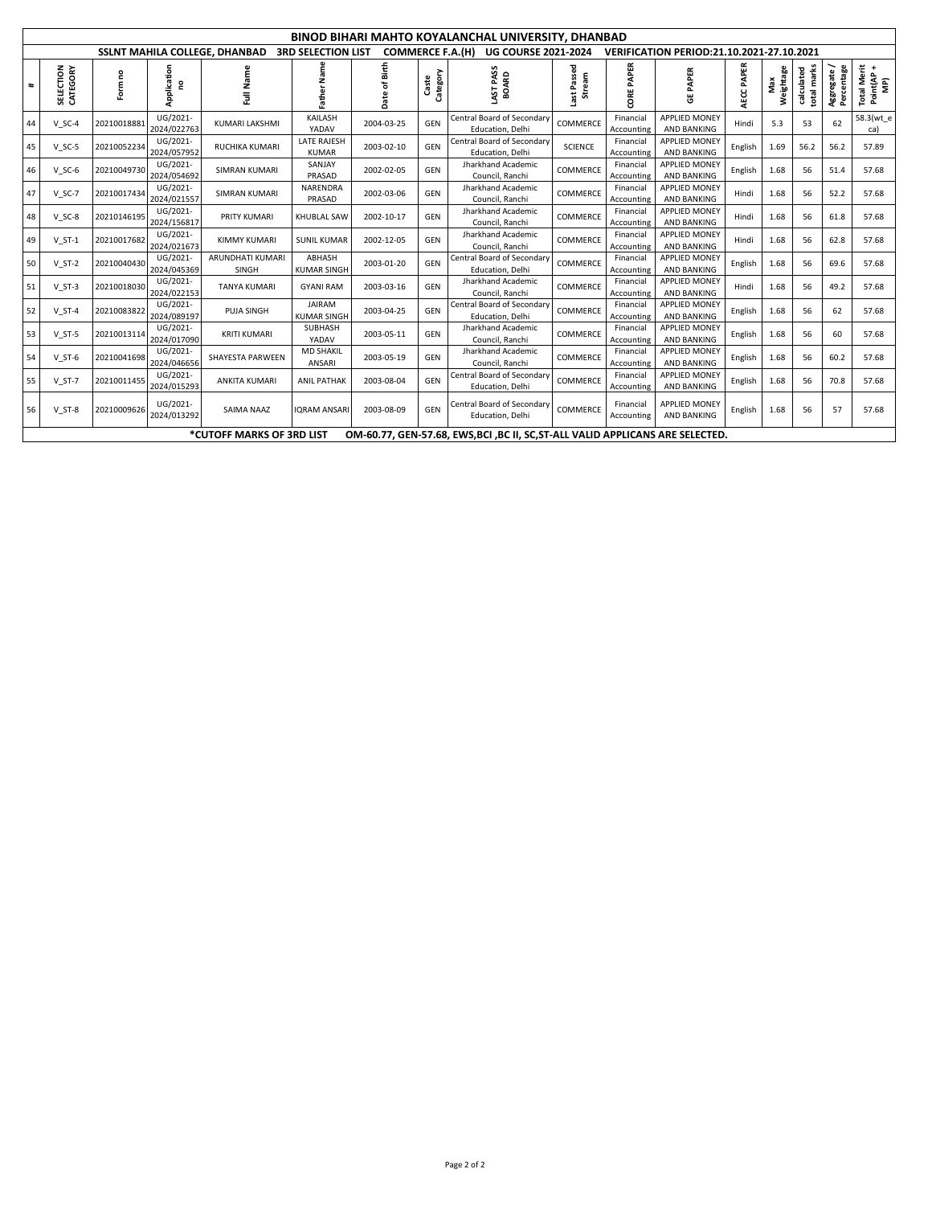# BINOD BIHARI MAHTO KOYALANCHAL UNIVERSITY, DHANBAD

SSLNT MAHILA COLLEGE, DHANBAD 3RD SELECTION LIST COMMERCE F.A.(H) UG COURSE 2021-2024 VERIFICATION PERIOD:21.10.2021-27.10.2021

| # | SELECTION CATEGORY | Form no | Application no | Full Name | Father Name | Date of Birth | Caste Category | LAST PASS BOARD | Last Passed Stream | CORE PAPER | GE PAPER | AECC PAPER | Max Weightage | calculated total marks | Aggregate / Percentage | Total Merit Point(AP + MP) |
|---|---|---|---|---|---|---|---|---|---|---|---|---|---|---|---|---|
| 44 | V_SC-4 | 20210018881 | UG/2021-2024/022763 | KUMARI LAKSHMI | KAILASH YADAV | 2004-03-25 | GEN | Central Board of Secondary Education, Delhi | COMMERCE | Financial Accounting | APPLIED MONEY AND BANKING | Hindi | 5.3 | 53 | 62 | 58.3(wt_eca) |
| 45 | V_SC-5 | 20210052234 | UG/2021-2024/057952 | RUCHIKA KUMARI | LATE RAJESH KUMAR | 2003-02-10 | GEN | Central Board of Secondary Education, Delhi | SCIENCE | Financial Accounting | APPLIED MONEY AND BANKING | English | 1.69 | 56.2 | 56.2 | 57.89 |
| 46 | V_SC-6 | 20210049730 | UG/2021-2024/054692 | SIMRAN KUMARI | SANJAY PRASAD | 2002-02-05 | GEN | Jharkhand Academic Council, Ranchi | COMMERCE | Financial Accounting | APPLIED MONEY AND BANKING | English | 1.68 | 56 | 51.4 | 57.68 |
| 47 | V_SC-7 | 20210017434 | UG/2021-2024/021557 | SIMRAN KUMARI | NARENDRA PRASAD | 2002-03-06 | GEN | Jharkhand Academic Council, Ranchi | COMMERCE | Financial Accounting | APPLIED MONEY AND BANKING | Hindi | 1.68 | 56 | 52.2 | 57.68 |
| 48 | V_SC-8 | 20210146195 | UG/2021-2024/156817 | PRITY KUMARI | KHUBLAL SAW | 2002-10-17 | GEN | Jharkhand Academic Council, Ranchi | COMMERCE | Financial Accounting | APPLIED MONEY AND BANKING | Hindi | 1.68 | 56 | 61.8 | 57.68 |
| 49 | V_ST-1 | 20210017682 | UG/2021-2024/021673 | KIMMY KUMARI | SUNIL KUMAR | 2002-12-05 | GEN | Jharkhand Academic Council, Ranchi | COMMERCE | Financial Accounting | APPLIED MONEY AND BANKING | Hindi | 1.68 | 56 | 62.8 | 57.68 |
| 50 | V_ST-2 | 20210040430 | UG/2021-2024/045369 | ARUNDHATI KUMARI SINGH | ABHASH KUMAR SINGH | 2003-01-20 | GEN | Central Board of Secondary Education, Delhi | COMMERCE | Financial Accounting | APPLIED MONEY AND BANKING | English | 1.68 | 56 | 69.6 | 57.68 |
| 51 | V_ST-3 | 20210018030 | UG/2021-2024/022153 | TANYA KUMARI | GYANI RAM | 2003-03-16 | GEN | Jharkhand Academic Council, Ranchi | COMMERCE | Financial Accounting | APPLIED MONEY AND BANKING | Hindi | 1.68 | 56 | 49.2 | 57.68 |
| 52 | V_ST-4 | 20210083822 | UG/2021-2024/089197 | PUJA SINGH | JAIRAM KUMAR SINGH | 2003-04-25 | GEN | Central Board of Secondary Education, Delhi | COMMERCE | Financial Accounting | APPLIED MONEY AND BANKING | English | 1.68 | 56 | 62 | 57.68 |
| 53 | V_ST-5 | 20210013114 | UG/2021-2024/017090 | KRITI KUMARI | SUBHASH YADAV | 2003-05-11 | GEN | Jharkhand Academic Council, Ranchi | COMMERCE | Financial Accounting | APPLIED MONEY AND BANKING | English | 1.68 | 56 | 60 | 57.68 |
| 54 | V_ST-6 | 20210041698 | UG/2021-2024/046656 | SHAYESTA PARWEEN | MD SHAKIL ANSARI | 2003-05-19 | GEN | Jharkhand Academic Council, Ranchi | COMMERCE | Financial Accounting | APPLIED MONEY AND BANKING | English | 1.68 | 56 | 60.2 | 57.68 |
| 55 | V_ST-7 | 20210011455 | UG/2021-2024/015293 | ANKITA KUMARI | ANIL PATHAK | 2003-08-04 | GEN | Central Board of Secondary Education, Delhi | COMMERCE | Financial Accounting | APPLIED MONEY AND BANKING | English | 1.68 | 56 | 70.8 | 57.68 |
| 56 | V_ST-8 | 20210009626 | UG/2021-2024/013292 | SAIMA NAAZ | IQRAM ANSARI | 2003-08-09 | GEN | Central Board of Secondary Education, Delhi | COMMERCE | Financial Accounting | APPLIED MONEY AND BANKING | English | 1.68 | 56 | 57 | 57.68 |

**\*CUTOFF MARKS OF 3RD LIST OM-60.77, GEN-57.68, EWS,BCI ,BC II, SC,ST-ALL VALID APPLICANS ARE SELECTED.**